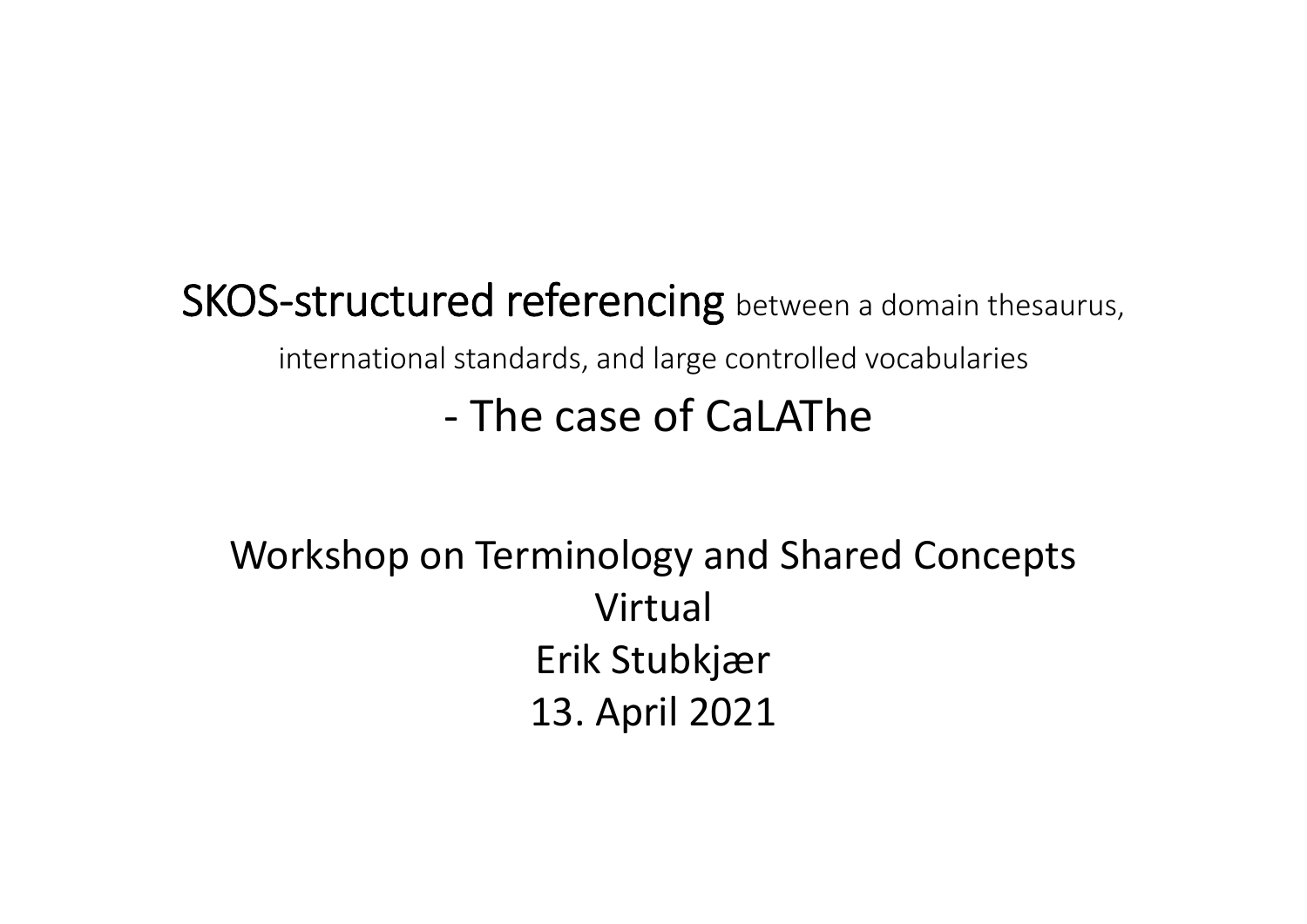# **SKOS-structured referencing** between a domain thesaurus, international standards, and large controlled vocabularies

## - The case of CaLAThe

Workshop on Terminology and Shared Concepts

Virtual

Erik Stubkjær

13. April 2021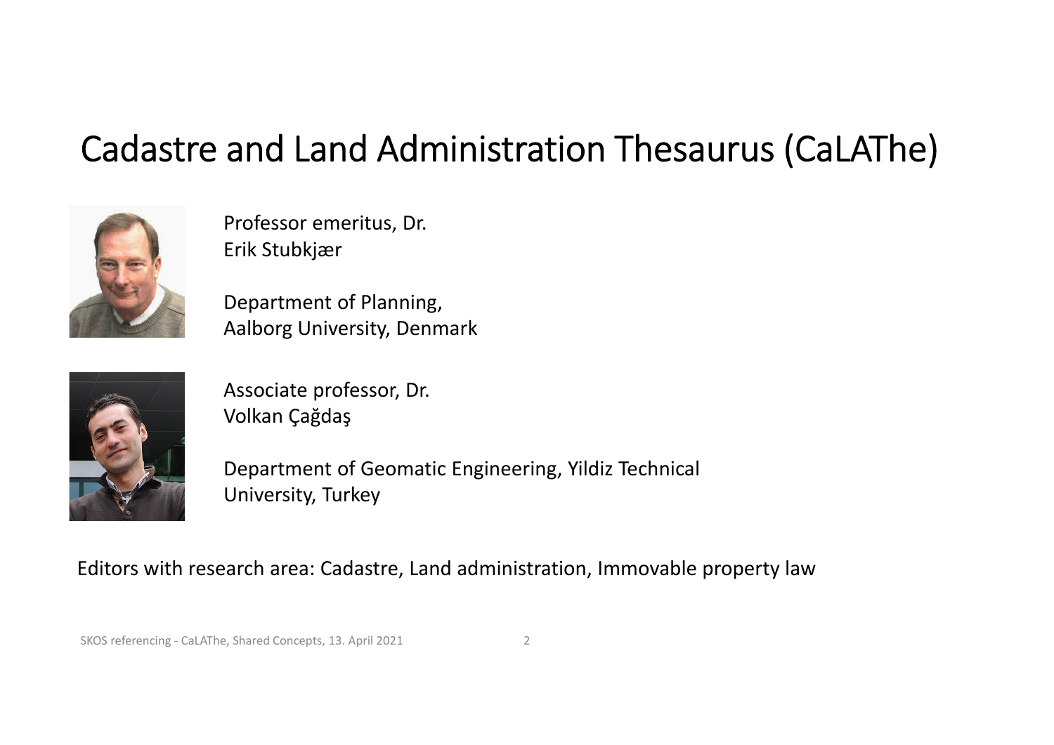# Cadastre and Land Administration Thesaurus (CaLAThe)

Professor emeritus, Dr.
Erik Stubkjær

Department of Planning,
Aalborg University, Denmark

Associate professor, Dr.
Volkan Çağdaş

Department of Geomatic Engineering, Yildiz Technical University, Turkey

Editors with research area: Cadastre, Land administration, Immovable property law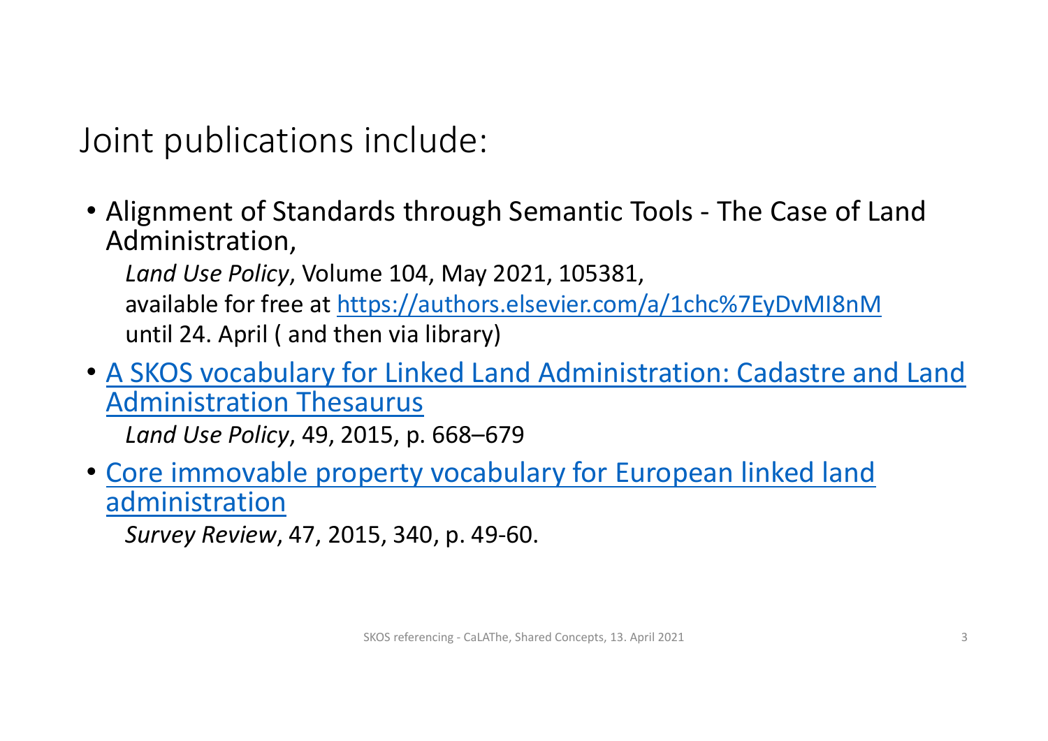# Joint publications include:

- Alignment of Standards through Semantic Tools - The Case of Land Administration,
  *Land Use Policy*, Volume 104, May 2021, 105381,
  available for free at https://authors.elsevier.com/a/1chc%7EyDvMI8nM
  until 24. April ( and then via library)
- A SKOS vocabulary for Linked Land Administration: Cadastre and Land Administration Thesaurus
  *Land Use Policy*, 49, 2015, p. 668–679
- Core immovable property vocabulary for European linked land administration
  *Survey Review*, 47, 2015, 340, p. 49-60.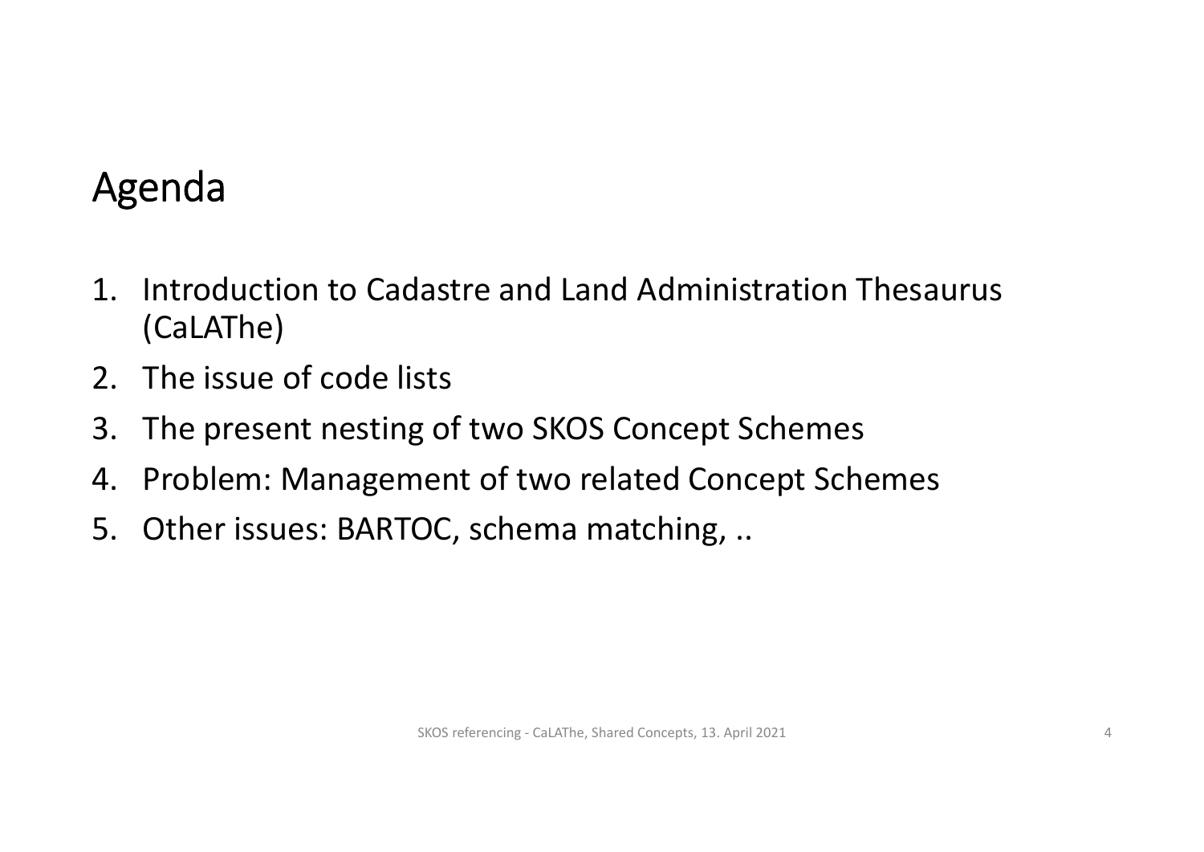# Agenda

1. Introduction to Cadastre and Land Administration Thesaurus (CaLAThe)
2. The issue of code lists
3. The present nesting of two SKOS Concept Schemes
4. Problem: Management of two related Concept Schemes
5. Other issues: BARTOC, schema matching, ..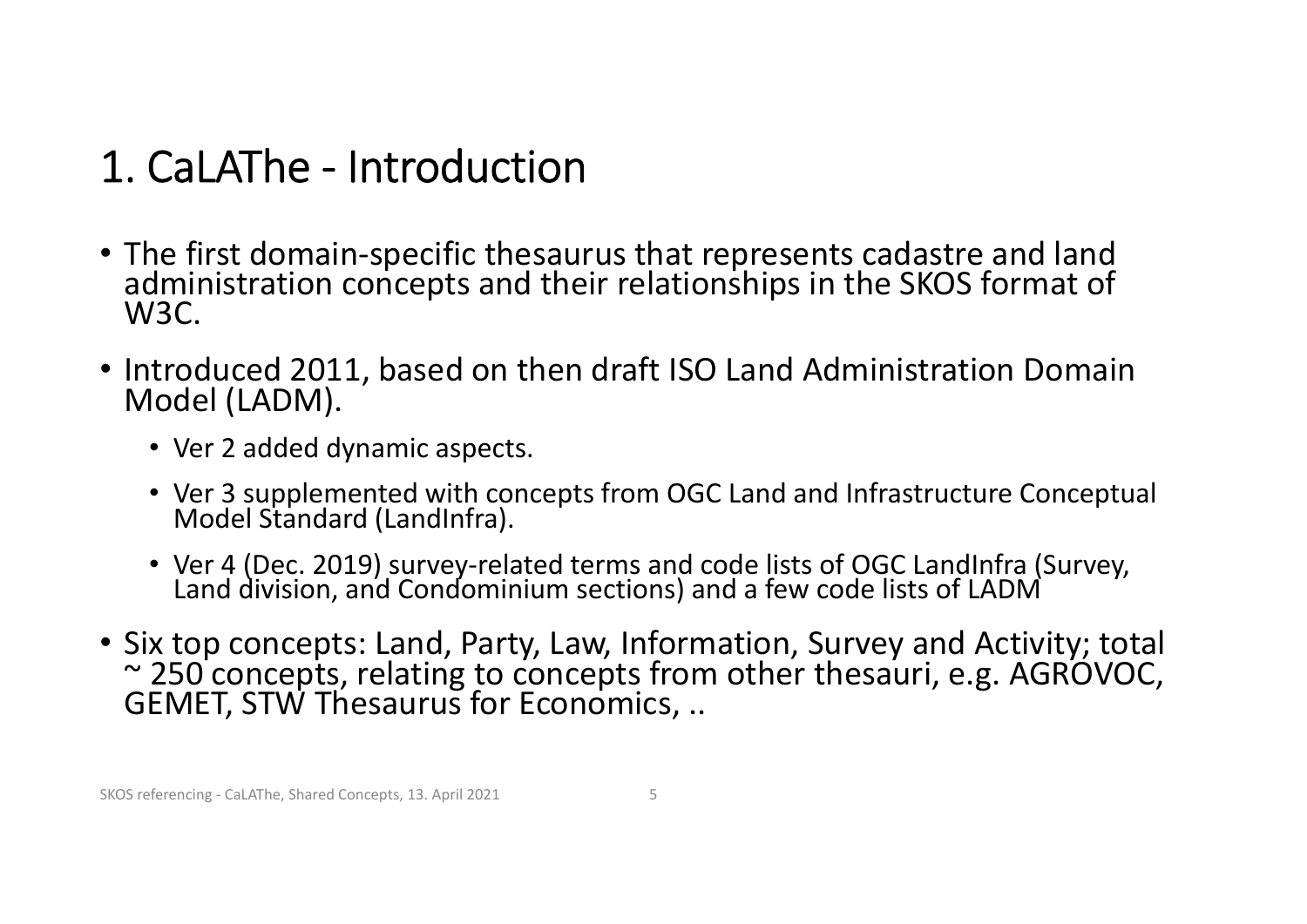# 1. CaLAThe - Introduction

- The first domain-specific thesaurus that represents cadastre and land administration concepts and their relationships in the SKOS format of W3C.
- Introduced 2011, based on then draft ISO Land Administration Domain Model (LADM).
  - Ver 2 added dynamic aspects.
  - Ver 3 supplemented with concepts from OGC Land and Infrastructure Conceptual Model Standard (LandInfra).
  - Ver 4 (Dec. 2019) survey-related terms and code lists of OGC LandInfra (Survey, Land division, and Condominium sections) and a few code lists of LADM
- Six top concepts: Land, Party, Law, Information, Survey and Activity; total ~ 250 concepts, relating to concepts from other thesauri, e.g. AGROVOC, GEMET, STW Thesaurus for Economics, ..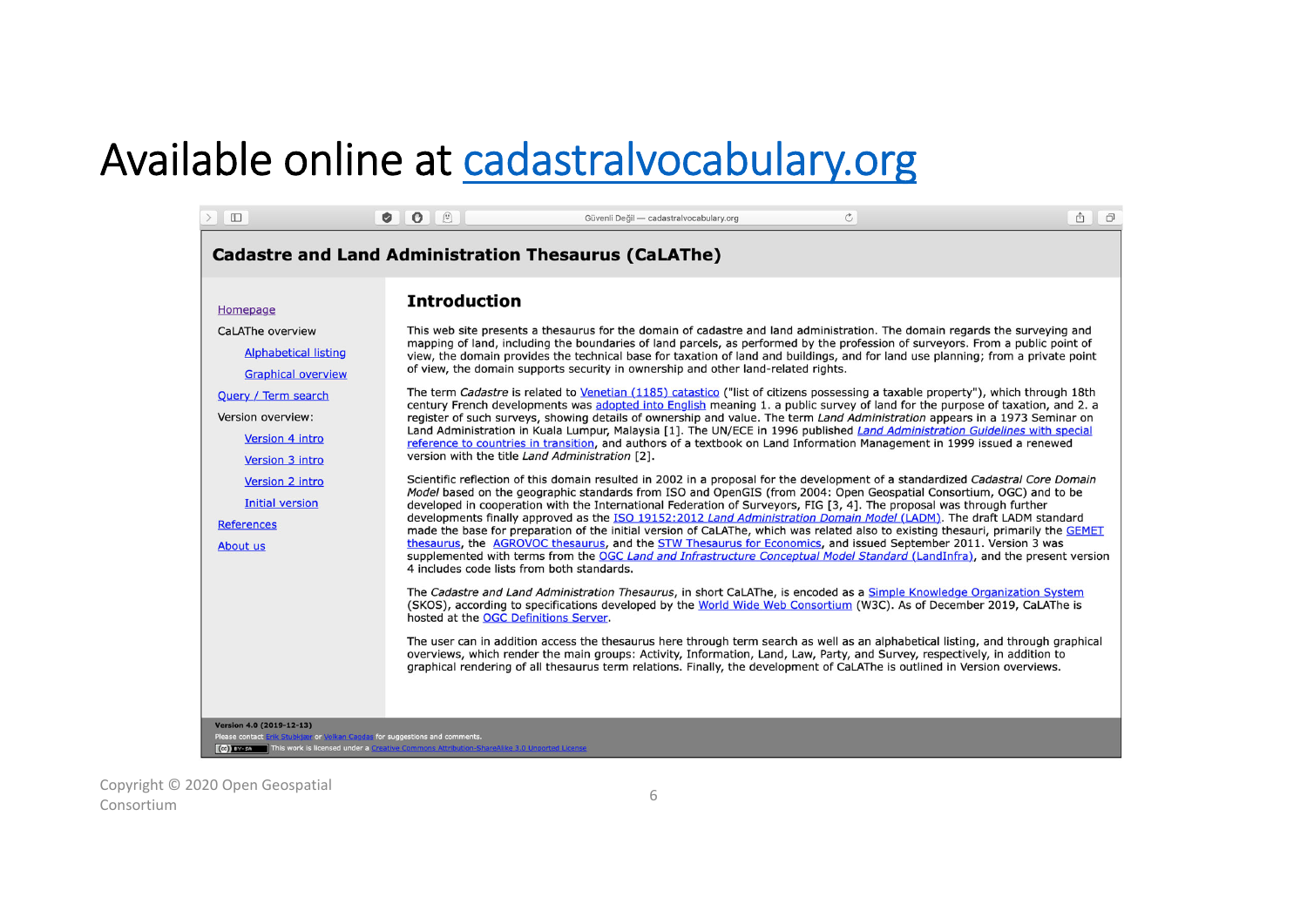# Available online at cadastralvocabulary.org

Güvenli Değil — cadastralvocabulary.org

## Cadastre and Land Administration Thesaurus (CaLAThe)

- Homepage
- CaLAThe overview
  - Alphabetical listing
  - Graphical overview
- Query / Term search
- Version overview:
  - Version 4 intro
  - Version 3 intro
  - Version 2 intro
  - Initial version
- References
- About us

### Introduction

This web site presents a thesaurus for the domain of cadastre and land administration. The domain regards the surveying and mapping of land, including the boundaries of land parcels, as performed by the profession of surveyors. From a public point of view, the domain provides the technical base for taxation of land and buildings, and for land use planning; from a private point of view, the domain supports security in ownership and other land-related rights.

The term *Cadastre* is related to Venetian (1185) catastico ("list of citizens possessing a taxable property"), which through 18th century French developments was adopted into English meaning 1. a public survey of land for the purpose of taxation, and 2. a register of such surveys, showing details of ownership and value. The term *Land Administration* appears in a 1973 Seminar on Land Administration in Kuala Lumpur, Malaysia [1]. The UN/ECE in 1996 published *Land Administration Guidelines* with special reference to countries in transition, and authors of a textbook on Land Information Management in 1999 issued a renewed version with the title *Land Administration* [2].

Scientific reflection of this domain resulted in 2002 in a proposal for the development of a standardized *Cadastral Core Domain Model* based on the geographic standards from ISO and OpenGIS (from 2004: Open Geospatial Consortium, OGC) and to be developed in cooperation with the International Federation of Surveyors, FIG [3, 4]. The proposal was through further developments finally approved as the ISO 19152:2012 *Land Administration Domain Model* (LADM). The draft LADM standard made the base for preparation of the initial version of CaLAThe, which was related also to existing thesauri, primarily the GEMET thesaurus, the AGROVOC thesaurus, and the STW Thesaurus for Economics, and issued September 2011. Version 3 was supplemented with terms from the OGC *Land and Infrastructure Conceptual Model Standard* (LandInfra), and the present version 4 includes code lists from both standards.

The *Cadastre and Land Administration Thesaurus*, in short CaLAThe, is encoded as a Simple Knowledge Organization System (SKOS), according to specifications developed by the World Wide Web Consortium (W3C). As of December 2019, CaLAThe is hosted at the OGC Definitions Server.

The user can in addition access the thesaurus here through term search as well as an alphabetical listing, and through graphical overviews, which render the main groups: Activity, Information, Land, Law, Party, and Survey, respectively, in addition to graphical rendering of all thesaurus term relations. Finally, the development of CaLAThe is outlined in Version overviews.

**Version 4.0 (2019-12-13)**
Please contact Erik Stubkjær or Volkan Çağdaş for suggestions and comments.
This work is licensed under a Creative Commons Attribution-ShareAlike 3.0 Unported License

Copyright © 2020 Open Geospatial Consortium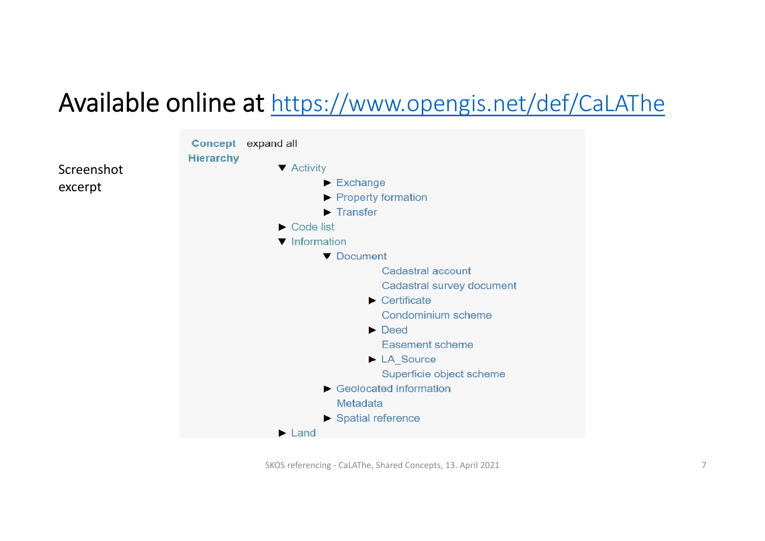# Available online at [https://www.opengis.net/def/CaLAThe](https://www.opengis.net/def/CaLAThe)

Screenshot excerpt

**Concept Hierarchy** expand all

- ▼ Activity
  - ► Exchange
  - ► Property formation
  - ► Transfer
- ► Code list
- ▼ Information
  - ▼ Document
    - Cadastral account
    - Cadastral survey document
    - ► Certificate
    - Condominium scheme
    - ► Deed
    - Easement scheme
    - ► LA_Source
    - Superficie object scheme
  - ► Geolocated information
  - Metadata
  - ► Spatial reference
- ► Land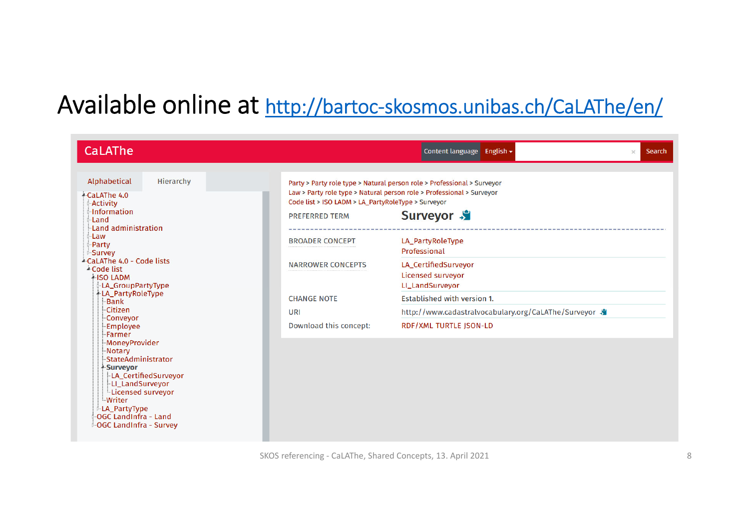# Available online at http://bartoc-skosmos.unibas.ch/CaLAThe/en/

**CaLAThe** — Content language: English — Search

Alphabetical | Hierarchy

- CaLAThe 4.0
  - Activity
  - Information
  - Land
  - Land administration
  - Law
  - Party
  - Survey
- CaLAThe 4.0 - Code lists
  - Code list
    - ISO LADM
      - LA_GroupPartyType
      - LA_PartyRoleType
        - Bank
        - Citizen
        - Conveyor
        - Employee
        - Farmer
        - MoneyProvider
        - Notary
        - StateAdministrator
        - Surveyor
          - LA_CertifiedSurveyor
          - LI_LandSurveyor
          - Licensed surveyor
        - Writer
      - LA_PartyType
    - OGC LandInfra - Land
    - OGC LandInfra - Survey

Party > Party role type > Natural person role > Professional > Surveyor
Law > Party role type > Natural person role > Professional > Surveyor
Code list > ISO LADM > LA_PartyRoleType > Surveyor

| | |
|---|---|
| PREFERRED TERM | **Surveyor** |
| BROADER CONCEPT | LA_PartyRoleType<br>Professional |
| NARROWER CONCEPTS | LA_CertifiedSurveyor<br>Licensed surveyor<br>LI_LandSurveyor |
| CHANGE NOTE | Established with version 1. |
| URI | http://www.cadastralvocabulary.org/CaLAThe/Surveyor |
| Download this concept: | RDF/XML TURTLE JSON-LD |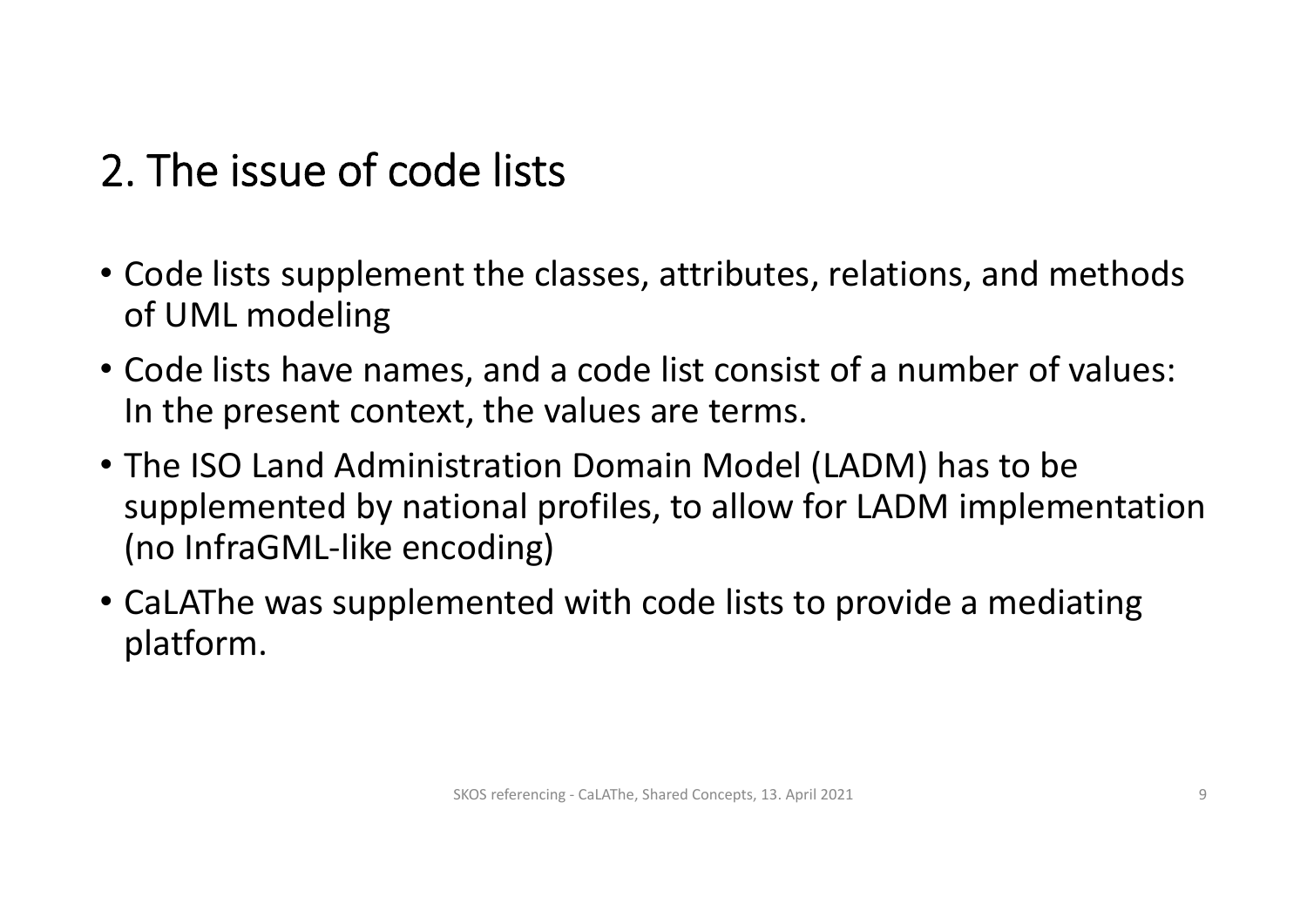# 2. The issue of code lists

- Code lists supplement the classes, attributes, relations, and methods of UML modeling
- Code lists have names, and a code list consist of a number of values: In the present context, the values are terms.
- The ISO Land Administration Domain Model (LADM) has to be supplemented by national profiles, to allow for LADM implementation (no InfraGML-like encoding)
- CaLAThe was supplemented with code lists to provide a mediating platform.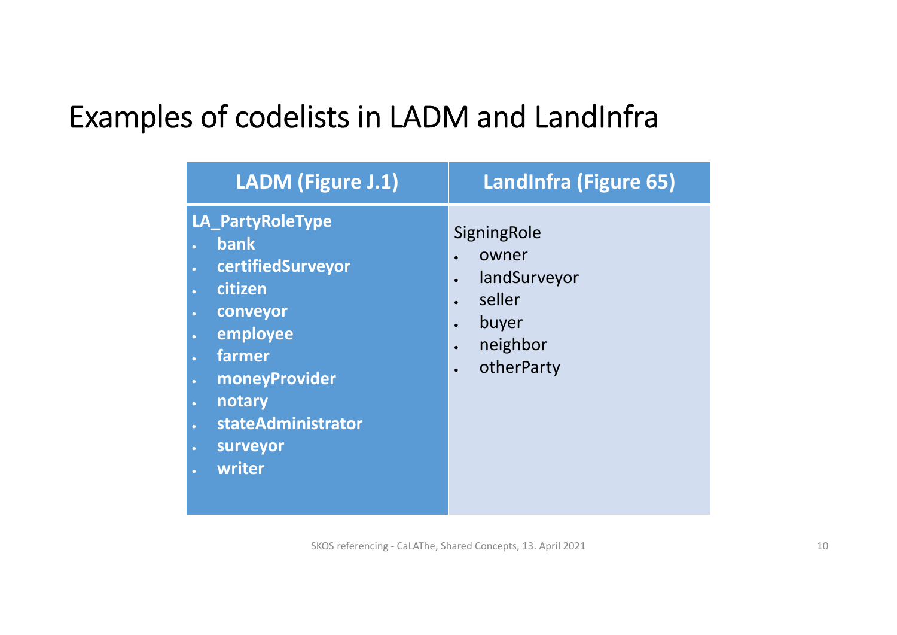# Examples of codelists in LADM and LandInfra

| LADM (Figure J.1) | LandInfra (Figure 65) |
| --- | --- |
| **LA_PartyRoleType**<br>• **bank**<br>• **certifiedSurveyor**<br>• **citizen**<br>• **conveyor**<br>• **employee**<br>• **farmer**<br>• **moneyProvider**<br>• **notary**<br>• **stateAdministrator**<br>• **surveyor**<br>• **writer** | SigningRole<br>• owner<br>• landSurveyor<br>• seller<br>• buyer<br>• neighbor<br>• otherParty |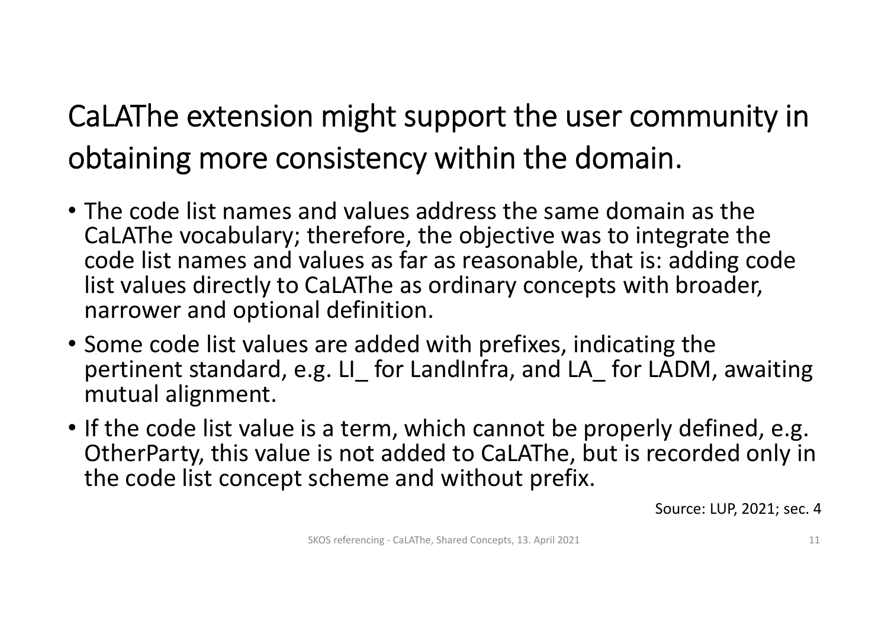# CaLAThe extension might support the user community in obtaining more consistency within the domain.

- The code list names and values address the same domain as the CaLAThe vocabulary; therefore, the objective was to integrate the code list names and values as far as reasonable, that is: adding code list values directly to CaLAThe as ordinary concepts with broader, narrower and optional definition.
- Some code list values are added with prefixes, indicating the pertinent standard, e.g. LI_ for LandInfra, and LA_ for LADM, awaiting mutual alignment.
- If the code list value is a term, which cannot be properly defined, e.g. OtherParty, this value is not added to CaLAThe, but is recorded only in the code list concept scheme and without prefix.

Source: LUP, 2021; sec. 4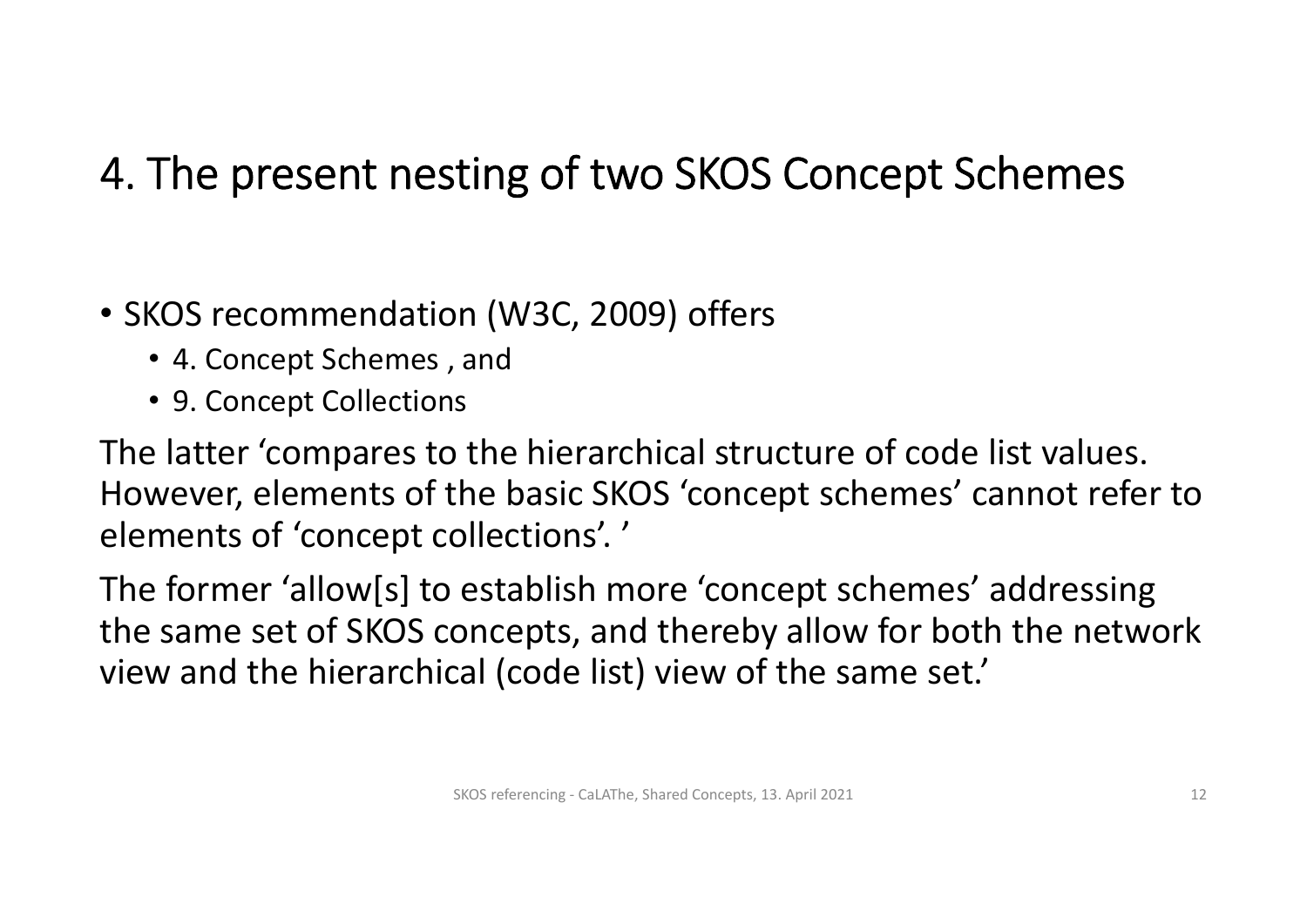# 4. The present nesting of two SKOS Concept Schemes

- SKOS recommendation (W3C, 2009) offers
  - 4. Concept Schemes , and
  - 9. Concept Collections

The latter 'compares to the hierarchical structure of code list values. However, elements of the basic SKOS 'concept schemes' cannot refer to elements of 'concept collections'. '

The former 'allow[s] to establish more 'concept schemes' addressing the same set of SKOS concepts, and thereby allow for both the network view and the hierarchical (code list) view of the same set.'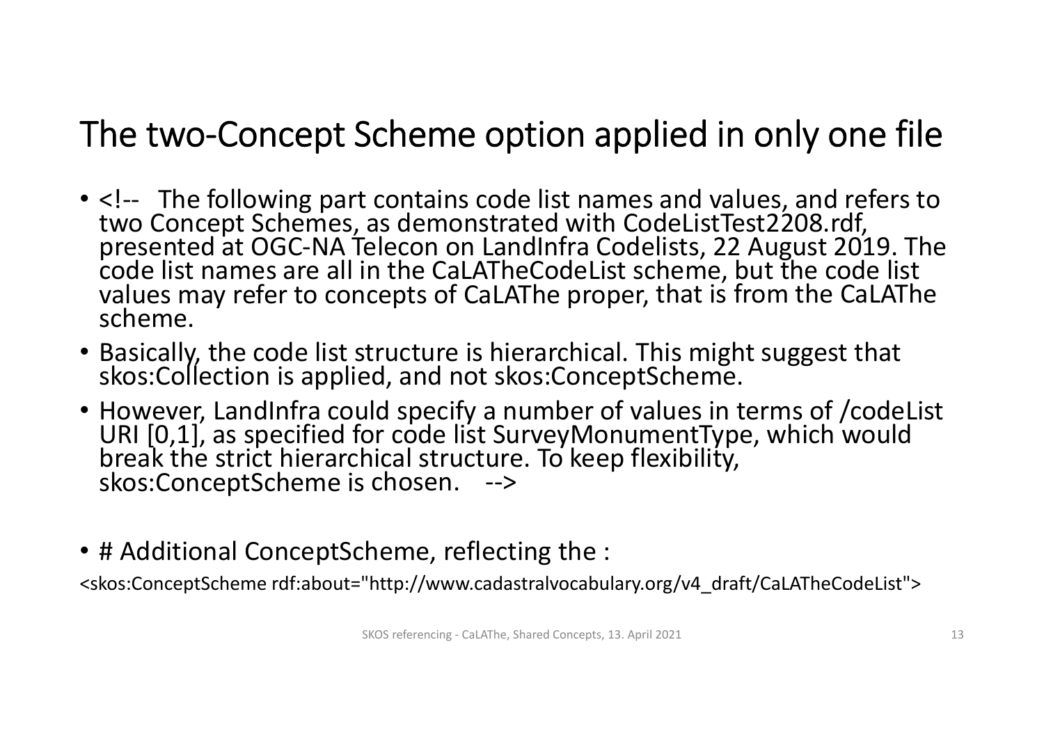# The two-Concept Scheme option applied in only one file

- <!-- The following part contains code list names and values, and refers to two Concept Schemes, as demonstrated with CodeListTest2208.rdf, presented at OGC-NA Telecon on LandInfra Codelists, 22 August 2019. The code list names are all in the CaLATheCodeList scheme, but the code list values may refer to concepts of CaLAThe proper, that is from the CaLAThe scheme.
- Basically, the code list structure is hierarchical. This might suggest that skos:Collection is applied, and not skos:ConceptScheme.
- However, LandInfra could specify a number of values in terms of /codeList URI [0,1], as specified for code list SurveyMonumentType, which would break the strict hierarchical structure. To keep flexibility, skos:ConceptScheme is chosen. -->

- # Additional ConceptScheme, reflecting the :

<skos:ConceptScheme rdf:about="http://www.cadastralvocabulary.org/v4_draft/CaLATheCodeList">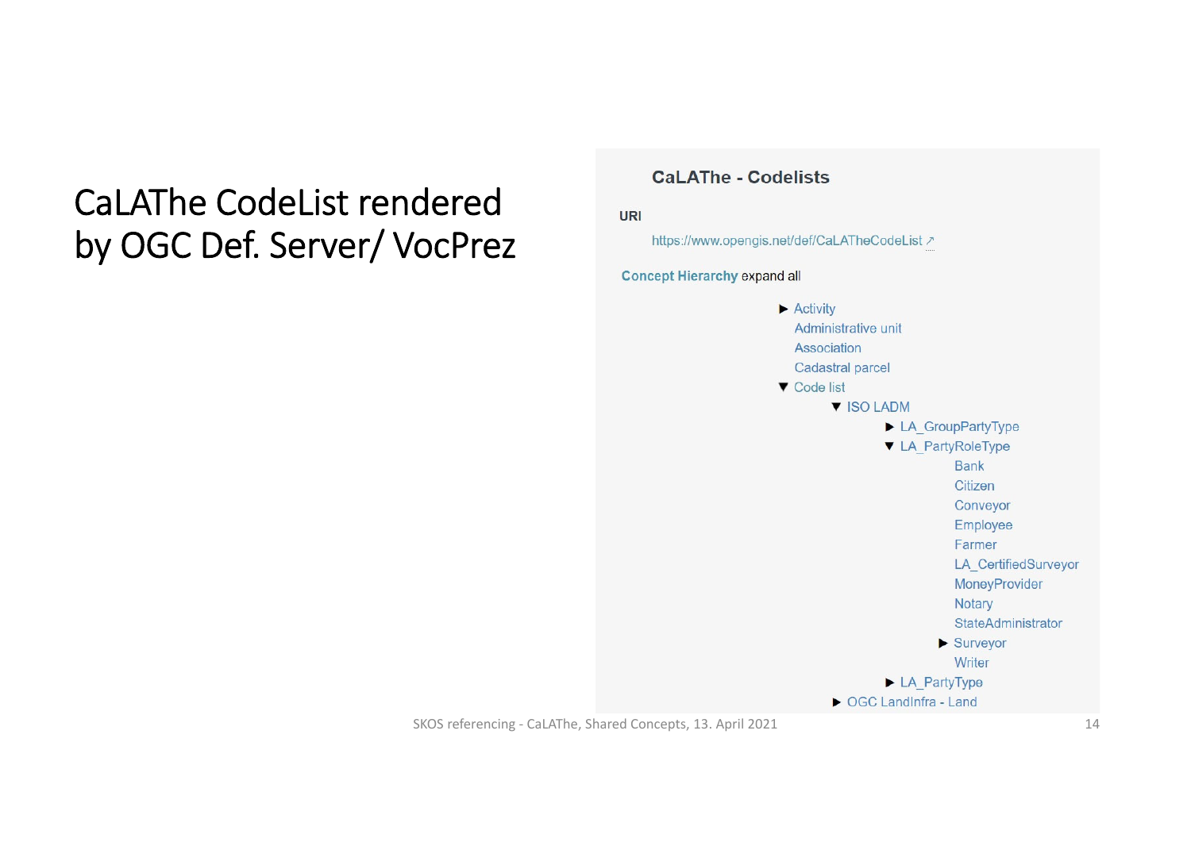# CaLAThe CodeList rendered by OGC Def. Server/ VocPrez

**CaLAThe - Codelists**

**URI**

https://www.opengis.net/def/CaLATheCodeList ↗

**Concept Hierarchy** expand all

- ▶ Activity
- Administrative unit
- Association
- Cadastral parcel
- ▼ Code list
  - ▼ ISO LADM
    - ▶ LA_GroupPartyType
    - ▼ LA_PartyRoleType
      - Bank
      - Citizen
      - Conveyor
      - Employee
      - Farmer
      - LA_CertifiedSurveyor
      - MoneyProvider
      - Notary
      - StateAdministrator
      - ▶ Surveyor
      - Writer
    - ▶ LA_PartyType
  - ▶ OGC LandInfra - Land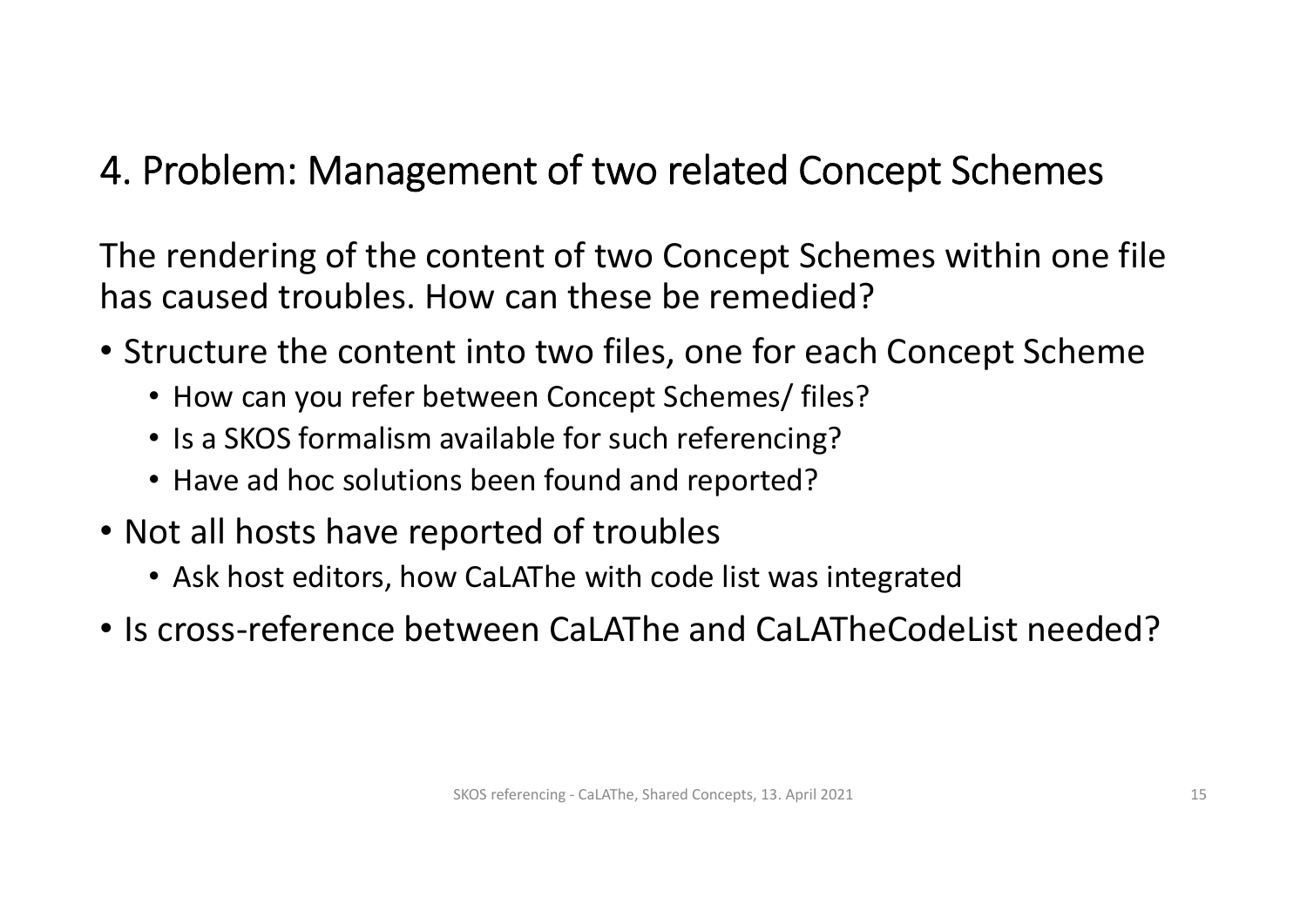# 4. Problem: Management of two related Concept Schemes

The rendering of the content of two Concept Schemes within one file has caused troubles. How can these be remedied?

- Structure the content into two files, one for each Concept Scheme
  - How can you refer between Concept Schemes/ files?
  - Is a SKOS formalism available for such referencing?
  - Have ad hoc solutions been found and reported?
- Not all hosts have reported of troubles
  - Ask host editors, how CaLAThe with code list was integrated
- Is cross-reference between CaLAThe and CaLATheCodeList needed?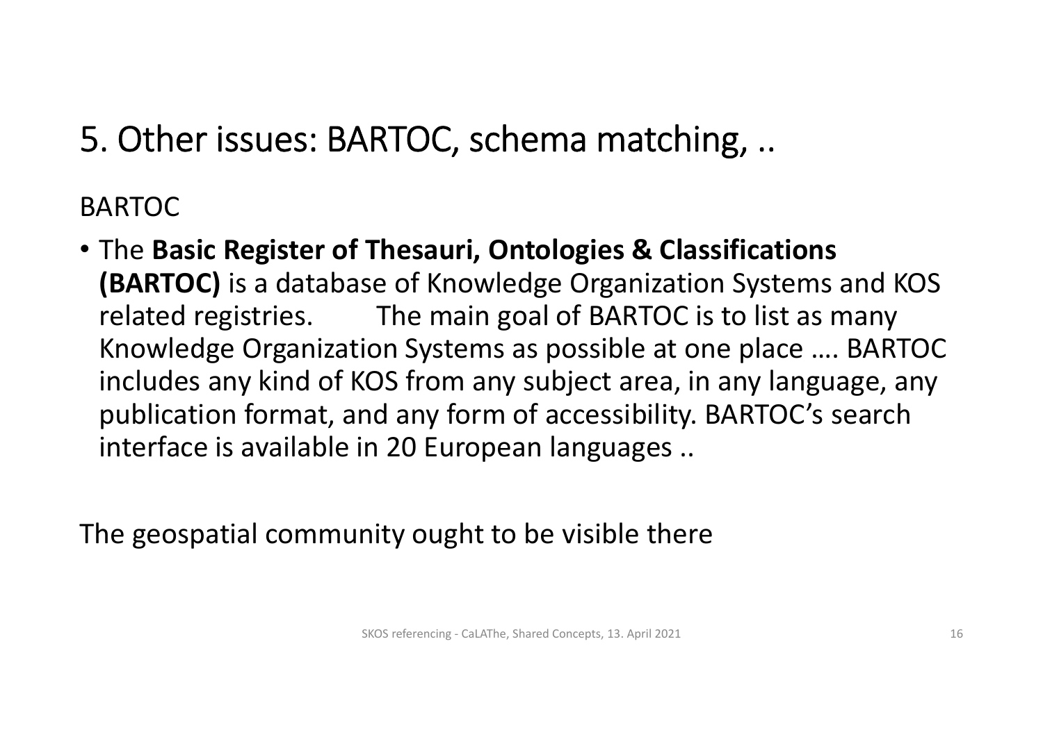# 5. Other issues: BARTOC, schema matching, ..

BARTOC

- The **Basic Register of Thesauri, Ontologies & Classifications (BARTOC)** is a database of Knowledge Organization Systems and KOS related registries. The main goal of BARTOC is to list as many Knowledge Organization Systems as possible at one place …. BARTOC includes any kind of KOS from any subject area, in any language, any publication format, and any form of accessibility. BARTOC's search interface is available in 20 European languages ..

The geospatial community ought to be visible there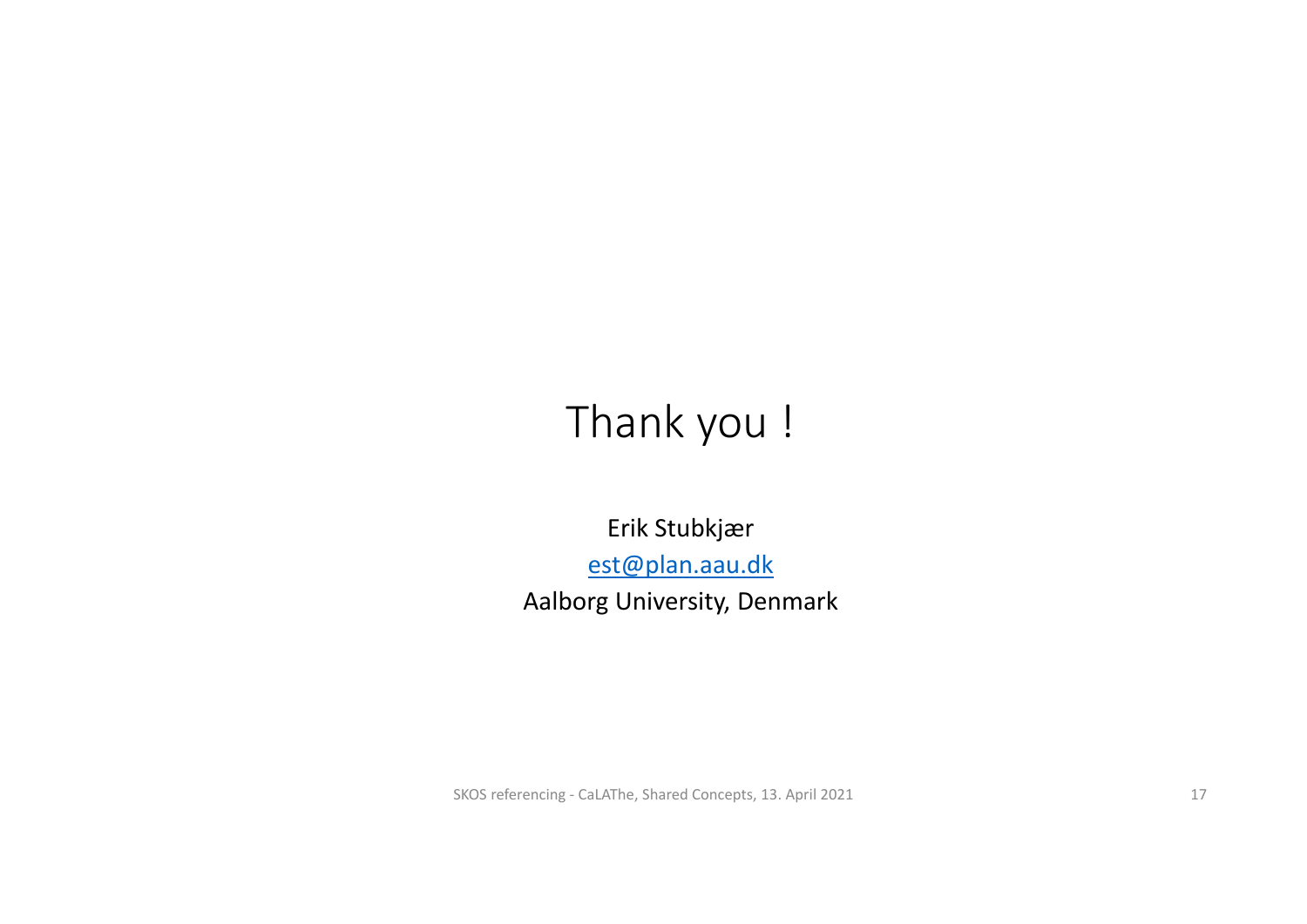# Thank you !

Erik Stubkjær

[est@plan.aau.dk](mailto:est@plan.aau.dk)

Aalborg University, Denmark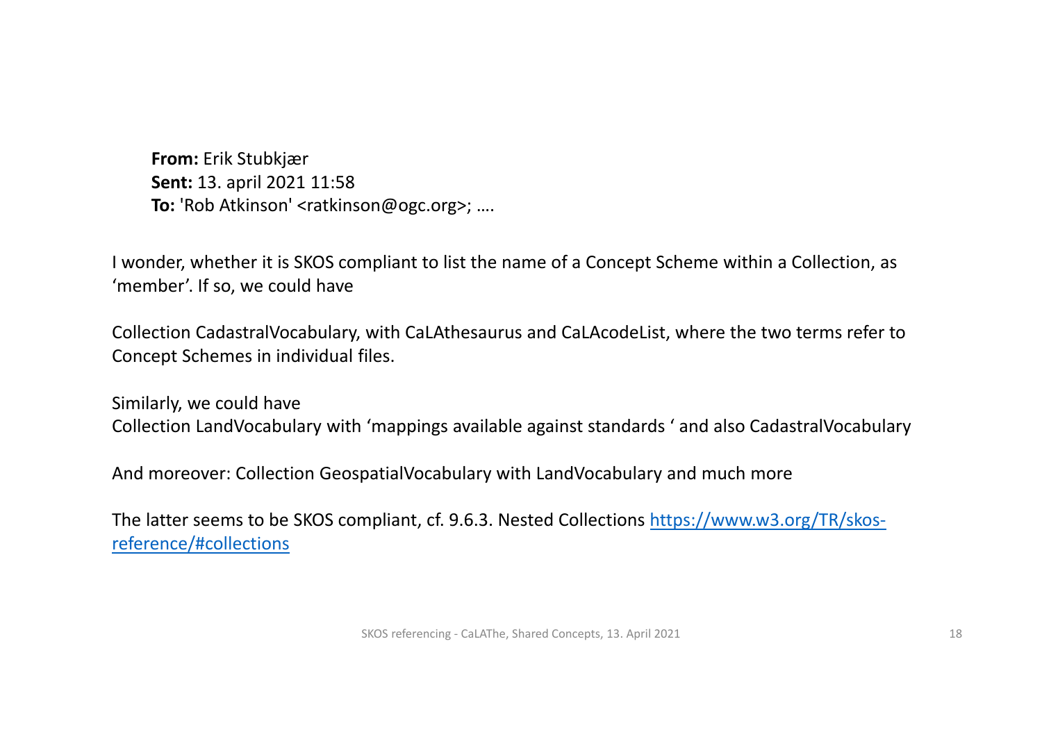**From:** Erik Stubkjær
**Sent:** 13. april 2021 11:58
**To:** 'Rob Atkinson' <ratkinson@ogc.org>; ….

I wonder, whether it is SKOS compliant to list the name of a Concept Scheme within a Collection, as 'member'. If so, we could have

Collection CadastralVocabulary, with CaLAthesaurus and CaLAcodeList, where the two terms refer to Concept Schemes in individual files.

Similarly, we could have
Collection LandVocabulary with 'mappings available against standards ' and also CadastralVocabulary

And moreover: Collection GeospatialVocabulary with LandVocabulary and much more

The latter seems to be SKOS compliant, cf. 9.6.3. Nested Collections [https://www.w3.org/TR/skos-reference/#collections](https://www.w3.org/TR/skos-reference/#collections)